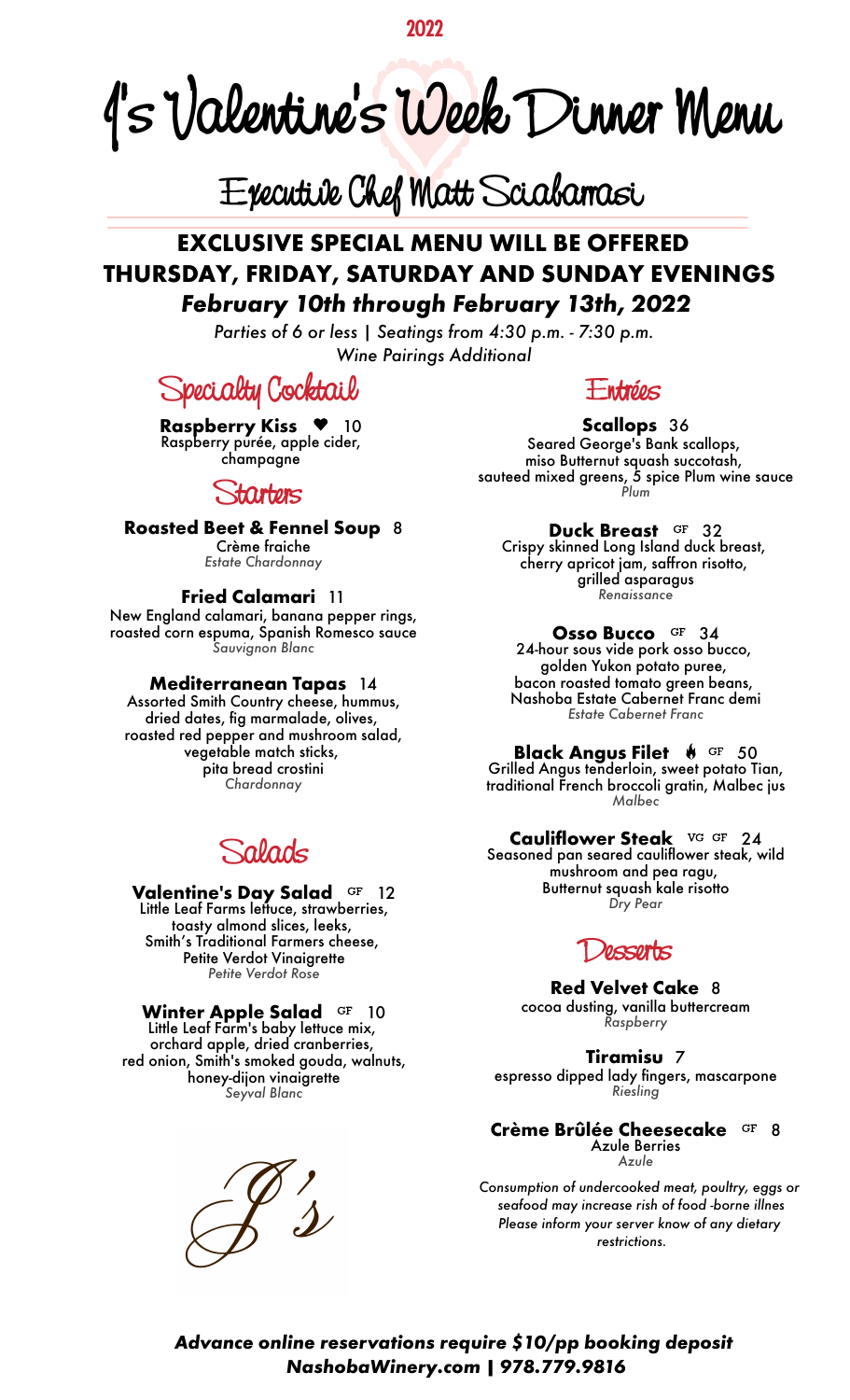2022

# J's Valentine's Week Dinner Menu

## Executive Chef Matt Sciabarrasi

**EXCLUSIVE SPECIAL MENU WILL BE OFFERED THURSDAY, FRIDAY, SATURDAY AND SUNDAY EVENINGS**

***February 10th through February 13th, 2022***

*Parties of 6 or less | Seatings from 4:30 p.m. - 7:30 p.m.*
*Wine Pairings Additional*

## Specialty Cocktail

**Raspberry Kiss** ♥ 10
Raspberry purée, apple cider, champagne

## Starters

**Roasted Beet & Fennel Soup** 8
Crème fraiche
*Estate Chardonnay*

**Fried Calamari** 11
New England calamari, banana pepper rings, roasted corn espuma, Spanish Romesco sauce
*Sauvignon Blanc*

**Mediterranean Tapas** 14
Assorted Smith Country cheese, hummus, dried dates, fig marmalade, olives, roasted red pepper and mushroom salad, vegetable match sticks, pita bread crostini
*Chardonnay*

## Salads

**Valentine's Day Salad** GF 12
Little Leaf Farms lettuce, strawberries, toasty almond slices, leeks, Smith's Traditional Farmers cheese, Petite Verdot Vinaigrette
*Petite Verdot Rose*

**Winter Apple Salad** GF 10
Little Leaf Farm's baby lettuce mix, orchard apple, dried cranberries, red onion, Smith's smoked gouda, walnuts, honey-dijon vinaigrette
*Seyval Blanc*

J's

## Entrées

**Scallops** 36
Seared George's Bank scallops, miso Butternut squash succotash, sauteed mixed greens, 5 spice Plum wine sauce
*Plum*

**Duck Breast** GF 32
Crispy skinned Long Island duck breast, cherry apricot jam, saffron risotto, grilled asparagus
*Renaissance*

**Osso Bucco** GF 34
24-hour sous vide pork osso bucco, golden Yukon potato puree, bacon roasted tomato green beans, Nashoba Estate Cabernet Franc demi
*Estate Cabernet Franc*

**Black Angus Filet** 🔥 GF 50
Grilled Angus tenderloin, sweet potato Tian, traditional French broccoli gratin, Malbec jus
*Malbec*

**Cauliflower Steak** VG GF 24
Seasoned pan seared cauliflower steak, wild mushroom and pea ragu, Butternut squash kale risotto
*Dry Pear*

## Desserts

**Red Velvet Cake** 8
cocoa dusting, vanilla buttercream
*Raspberry*

**Tiramisu** 7
espresso dipped lady fingers, mascarpone
*Riesling*

**Crème Brûlée Cheesecake** GF 8
Azule Berries
*Azule*

*Consumption of undercooked meat, poultry, eggs or seafood may increase rish of food -borne illnes Please inform your server know of any dietary restrictions.*

***Advance online reservations require $10/pp booking deposit***
***NashobaWinery.com | 978.779.9816***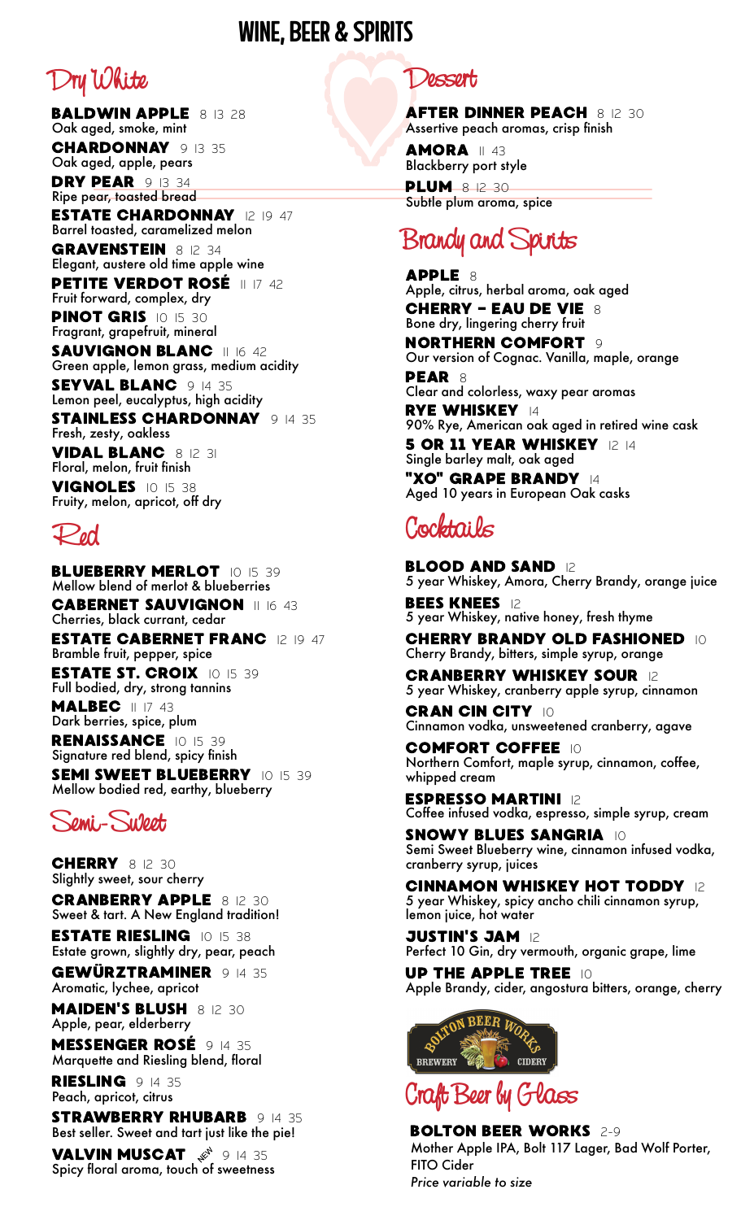# WINE, BEER & SPIRITS

## Dry White

**BALDWIN APPLE** 8 13 28
Oak aged, smoke, mint

**CHARDONNAY** 9 13 35
Oak aged, apple, pears

**DRY PEAR** 9 13 34
Ripe pear, toasted bread

**ESTATE CHARDONNAY** 12 19 47
Barrel toasted, caramelized melon

**GRAVENSTEIN** 8 12 34
Elegant, austere old time apple wine

**PETITE VERDOT ROSÉ** 11 17 42
Fruit forward, complex, dry

**PINOT GRIS** 10 15 30
Fragrant, grapefruit, mineral

**SAUVIGNON BLANC** 11 16 42
Green apple, lemon grass, medium acidity

**SEYVAL BLANC** 9 14 35
Lemon peel, eucalyptus, high acidity

**STAINLESS CHARDONNAY** 9 14 35
Fresh, zesty, oakless

**VIDAL BLANC** 8 12 31
Floral, melon, fruit finish

**VIGNOLES** 10 15 38
Fruity, melon, apricot, off dry

## Red

**BLUEBERRY MERLOT** 10 15 39
Mellow blend of merlot & blueberries

**CABERNET SAUVIGNON** 11 16 43
Cherries, black currant, cedar

**ESTATE CABERNET FRANC** 12 19 47
Bramble fruit, pepper, spice

**ESTATE ST. CROIX** 10 15 39
Full bodied, dry, strong tannins

**MALBEC** 11 17 43
Dark berries, spice, plum

**RENAISSANCE** 10 15 39
Signature red blend, spicy finish

**SEMI SWEET BLUEBERRY** 10 15 39
Mellow bodied red, earthy, blueberry

## Semi-Sweet

**CHERRY** 8 12 30
Slightly sweet, sour cherry

**CRANBERRY APPLE** 8 12 30
Sweet & tart. A New England tradition!

**ESTATE RIESLING** 10 15 38
Estate grown, slightly dry, pear, peach

**GEWÜRZTRAMINER** 9 14 35
Aromatic, lychee, apricot

**MAIDEN'S BLUSH** 8 12 30
Apple, pear, elderberry

**MESSENGER ROSÉ** 9 14 35
Marquette and Riesling blend, floral

**RIESLING** 9 14 35
Peach, apricot, citrus

**STRAWBERRY RHUBARB** 9 14 35
Best seller. Sweet and tart just like the pie!

**VALVIN MUSCAT** NEW 9 14 35
Spicy floral aroma, touch of sweetness

## Dessert

**AFTER DINNER PEACH** 8 12 30
Assertive peach aromas, crisp finish

**AMORA** 11 43
Blackberry port style

**PLUM** 8 12 30
Subtle plum aroma, spice

## Brandy and Spirits

**APPLE** 8
Apple, citrus, herbal aroma, oak aged

**CHERRY – EAU DE VIE** 8
Bone dry, lingering cherry fruit

**NORTHERN COMFORT** 9
Our version of Cognac. Vanilla, maple, orange

**PEAR** 8
Clear and colorless, waxy pear aromas

**RYE WHISKEY** 14
90% Rye, American oak aged in retired wine cask

**5 OR 11 YEAR WHISKEY** 12 14
Single barley malt, oak aged

**"XO" GRAPE BRANDY** 14
Aged 10 years in European Oak casks

## Cocktails

**BLOOD AND SAND** 12
5 year Whiskey, Amora, Cherry Brandy, orange juice

**BEES KNEES** 12
5 year Whiskey, native honey, fresh thyme

**CHERRY BRANDY OLD FASHIONED** 10
Cherry Brandy, bitters, simple syrup, orange

**CRANBERRY WHISKEY SOUR** 12
5 year Whiskey, cranberry apple syrup, cinnamon

**CRAN CIN CITY** 10
Cinnamon vodka, unsweetened cranberry, agave

**COMFORT COFFEE** 10
Northern Comfort, maple syrup, cinnamon, coffee, whipped cream

**ESPRESSO MARTINI** 12
Coffee infused vodka, espresso, simple syrup, cream

**SNOWY BLUES SANGRIA** 10
Semi Sweet Blueberry wine, cinnamon infused vodka, cranberry syrup, juices

**CINNAMON WHISKEY HOT TODDY** 12
5 year Whiskey, spicy ancho chili cinnamon syrup, lemon juice, hot water

**JUSTIN'S JAM** 12
Perfect 10 Gin, dry vermouth, organic grape, lime

**UP THE APPLE TREE** 10
Apple Brandy, cider, angostura bitters, orange, cherry

BOLTON BEER WORKS
BREWERY CIDERY

## Craft Beer by Glass

**BOLTON BEER WORKS** 2-9
Mother Apple IPA, Bolt 117 Lager, Bad Wolf Porter, FITO Cider
*Price variable to size*